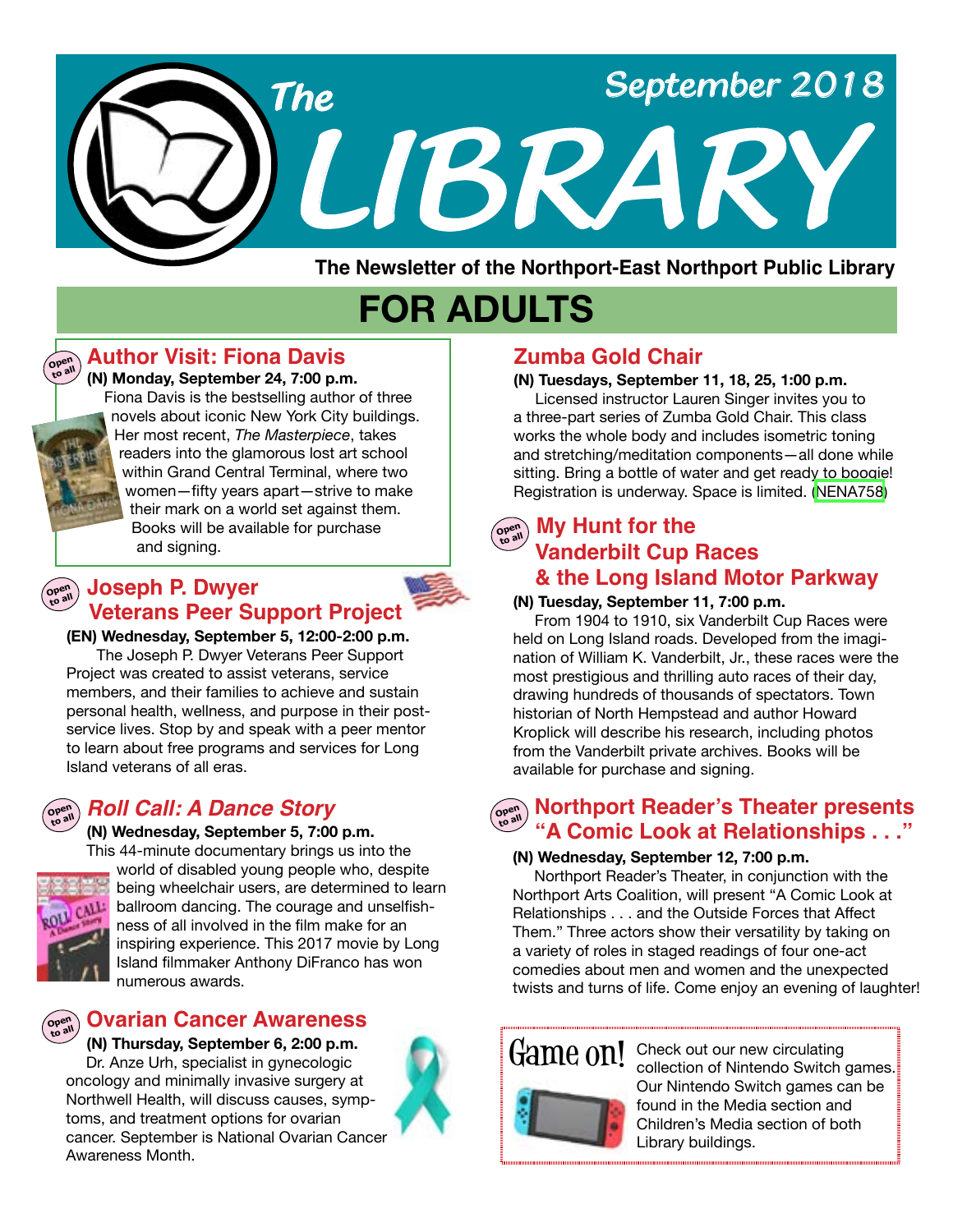# The LIBRARY

September 2018

**The Newsletter of the Northport-East Northport Public Library**

# FOR ADULTS

## Author Visit: Fiona Davis

Open to all

**(N) Monday, September 24, 7:00 p.m.**

Fiona Davis is the bestselling author of three novels about iconic New York City buildings. Her most recent, *The Masterpiece*, takes readers into the glamorous lost art school within Grand Central Terminal, where two women—fifty years apart—strive to make their mark on a world set against them. Books will be available for purchase and signing.

## Joseph P. Dwyer Veterans Peer Support Project

Open to all

**(EN) Wednesday, September 5, 12:00-2:00 p.m.**

The Joseph P. Dwyer Veterans Peer Support Project was created to assist veterans, service members, and their families to achieve and sustain personal health, wellness, and purpose in their post-service lives. Stop by and speak with a peer mentor to learn about free programs and services for Long Island veterans of all eras.

## *Roll Call: A Dance Story*

Open to all

**(N) Wednesday, September 5, 7:00 p.m.**

This 44-minute documentary brings us into the world of disabled young people who, despite being wheelchair users, are determined to learn ballroom dancing. The courage and unselfishness of all involved in the film make for an inspiring experience. This 2017 movie by Long Island filmmaker Anthony DiFranco has won numerous awards.

## Ovarian Cancer Awareness

Open to all

**(N) Thursday, September 6, 2:00 p.m.**

Dr. Anze Urh, specialist in gynecologic oncology and minimally invasive surgery at Northwell Health, will discuss causes, symptoms, and treatment options for ovarian cancer. September is National Ovarian Cancer Awareness Month.

## Zumba Gold Chair

**(N) Tuesdays, September 11, 18, 25, 1:00 p.m.**

Licensed instructor Lauren Singer invites you to a three-part series of Zumba Gold Chair. This class works the whole body and includes isometric toning and stretching/meditation components—all done while sitting. Bring a bottle of water and get ready to boogie! Registration is underway. Space is limited. (NENA758)

## My Hunt for the Vanderbilt Cup Races & the Long Island Motor Parkway

Open to all

**(N) Tuesday, September 11, 7:00 p.m.**

From 1904 to 1910, six Vanderbilt Cup Races were held on Long Island roads. Developed from the imagination of William K. Vanderbilt, Jr., these races were the most prestigious and thrilling auto races of their day, drawing hundreds of thousands of spectators. Town historian of North Hempstead and author Howard Kroplick will describe his research, including photos from the Vanderbilt private archives. Books will be available for purchase and signing.

## Northport Reader's Theater presents "A Comic Look at Relationships . . ."

Open to all

**(N) Wednesday, September 12, 7:00 p.m.**

Northport Reader's Theater, in conjunction with the Northport Arts Coalition, will present "A Comic Look at Relationships . . . and the Outside Forces that Affect Them." Three actors show their versatility by taking on a variety of roles in staged readings of four one-act comedies about men and women and the unexpected twists and turns of life. Come enjoy an evening of laughter!

## Game on!

Check out our new circulating collection of Nintendo Switch games. Our Nintendo Switch games can be found in the Media section and Children's Media section of both Library buildings.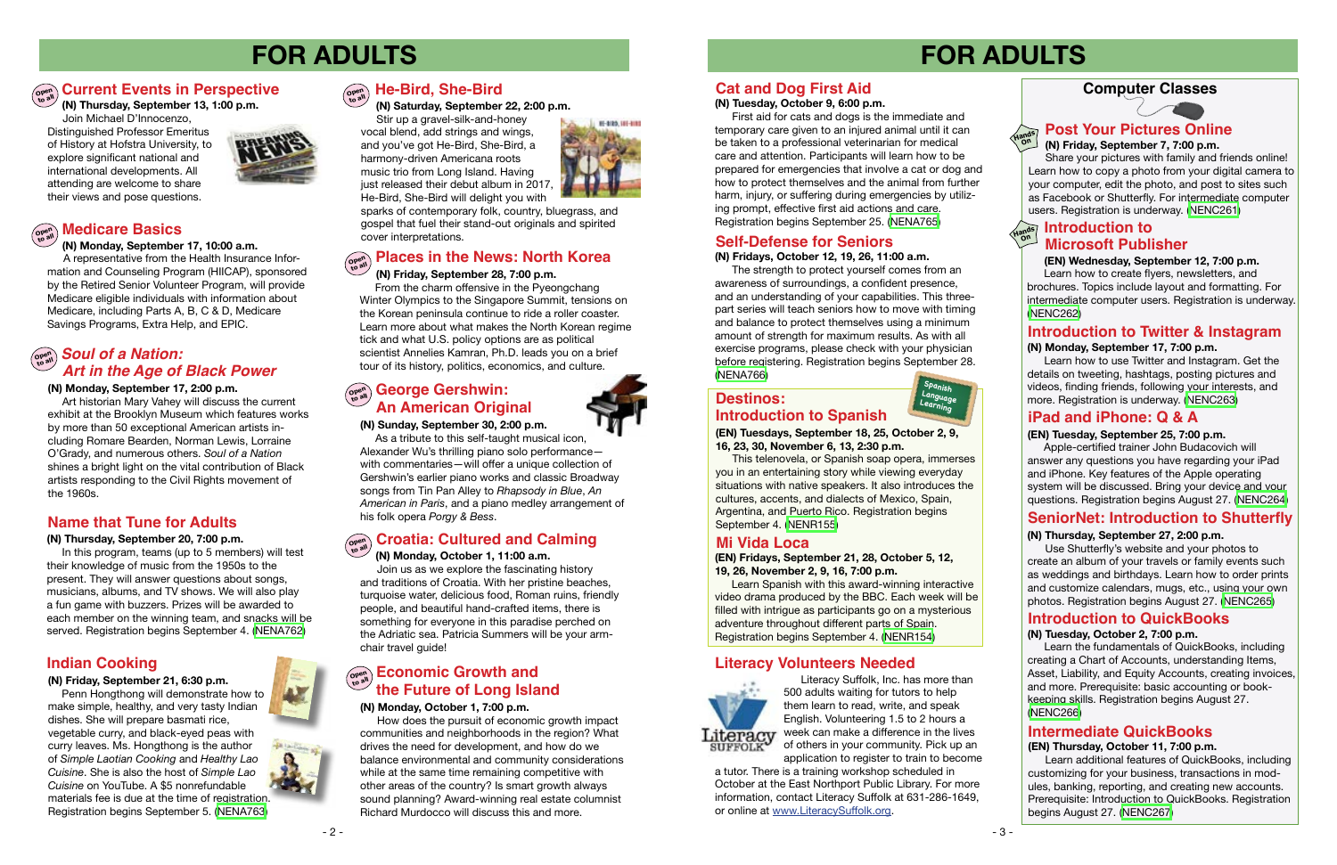# FOR ADULTS

## Current Events in Perspective

**(N) Thursday, September 13, 1:00 p.m.**

Join Michael D'Innocenzo, Distinguished Professor Emeritus of History at Hofstra University, to explore significant national and international developments. All attending are welcome to share their views and pose questions.

## Medicare Basics

**(N) Monday, September 17, 10:00 a.m.**

A representative from the Health Insurance Information and Counseling Program (HIICAP), sponsored by the Retired Senior Volunteer Program, will provide Medicare eligible individuals with information about Medicare, including Parts A, B, C & D, Medicare Savings Programs, Extra Help, and EPIC.

## *Soul of a Nation: Art in the Age of Black Power*

**(N) Monday, September 17, 2:00 p.m.**

Art historian Mary Vahey will discuss the current exhibit at the Brooklyn Museum which features works by more than 50 exceptional African American artists including Romare Bearden, Norman Lewis, Lorraine O'Grady, and numerous others. *Soul of a Nation* shines a bright light on the vital contribution of Black artists responding to the Civil Rights movement of the 1960s.

## Name that Tune for Adults

**(N) Thursday, September 20, 7:00 p.m.**

In this program, teams (up to 5 members) will test their knowledge of music from the 1950s to the present. They will answer questions about songs, musicians, albums, and TV shows. We will also play a fun game with buzzers. Prizes will be awarded to each member on the winning team, and snacks will be served. Registration begins September 4. (NENA762)

## Indian Cooking

**(N) Friday, September 21, 6:30 p.m.**

Penn Hongthong will demonstrate how to make simple, healthy, and very tasty Indian dishes. She will prepare basmati rice, vegetable curry, and black-eyed peas with curry leaves. Ms. Hongthong is the author of *Simple Laotian Cooking* and *Healthy Lao Cuisine*. She is also the host of *Simple Lao Cuisine* on YouTube. A $5 nonrefundable materials fee is due at the time of registration. Registration begins September 5. (NENA763)

## He-Bird, She-Bird

**(N) Saturday, September 22, 2:00 p.m.**

Stir up a gravel-silk-and-honey vocal blend, add strings and wings, and you've got He-Bird, She-Bird, a harmony-driven Americana roots music trio from Long Island. Having just released their debut album in 2017, He-Bird, She-Bird will delight you with sparks of contemporary folk, country, bluegrass, and gospel that fuel their stand-out originals and spirited cover interpretations.

## Places in the News: North Korea

**(N) Friday, September 28, 7:00 p.m.**

From the charm offensive in the Pyeongchang Winter Olympics to the Singapore Summit, tensions on the Korean peninsula continue to ride a roller coaster. Learn more about what makes the North Korean regime tick and what U.S. policy options are as political scientist Annelies Kamran, Ph.D. leads you on a brief tour of its history, politics, economics, and culture.

## George Gershwin: An American Original

**(N) Sunday, September 30, 2:00 p.m.**

As a tribute to this self-taught musical icon, Alexander Wu's thrilling piano solo performance—with commentaries—will offer a unique collection of Gershwin's earlier piano works and classic Broadway songs from Tin Pan Alley to *Rhapsody in Blue*, *An American in Paris*, and a piano medley arrangement of his folk opera *Porgy & Bess*.

## Croatia: Cultured and Calming

**(N) Monday, October 1, 11:00 a.m.**

Join us as we explore the fascinating history and traditions of Croatia. With her pristine beaches, turquoise water, delicious food, Roman ruins, friendly people, and beautiful hand-crafted items, there is something for everyone in this paradise perched on the Adriatic sea. Patricia Summers will be your armchair travel guide!

## Economic Growth and the Future of Long Island

**(N) Monday, October 1, 7:00 p.m.**

How does the pursuit of economic growth impact communities and neighborhoods in the region? What drives the need for development, and how do we balance environmental and community considerations while at the same time remaining competitive with other areas of the country? Is smart growth always sound planning? Award-winning real estate columnist Richard Murdocco will discuss this and more.

# FOR ADULTS

## Cat and Dog First Aid

**(N) Tuesday, October 9, 6:00 p.m.**

First aid for cats and dogs is the immediate and temporary care given to an injured animal until it can be taken to a professional veterinarian for medical care and attention. Participants will learn how to be prepared for emergencies that involve a cat or dog and how to protect themselves and the animal from further harm, injury, or suffering during emergencies by utilizing prompt, effective first aid actions and care. Registration begins September 25. (NENA765)

## Self-Defense for Seniors

**(N) Fridays, October 12, 19, 26, 11:00 a.m.**

The strength to protect yourself comes from an awareness of surroundings, a confident presence, and an understanding of your capabilities. This three-part series will teach seniors how to move with timing and balance to protect themselves using a minimum amount of strength for maximum results. As with all exercise programs, please check with your physician before registering. Registration begins September 28. (NENA766)

## Destinos: Introduction to Spanish

**(EN) Tuesdays, September 18, 25, October 2, 9, 16, 23, 30, November 6, 13, 2:30 p.m.**

This telenovela, or Spanish soap opera, immerses you in an entertaining story while viewing everyday situations with native speakers. It also introduces the cultures, accents, and dialects of Mexico, Spain, Argentina, and Puerto Rico. Registration begins September 4. (NENR155)

## Mi Vida Loca

**(EN) Fridays, September 21, 28, October 5, 12, 19, 26, November 2, 9, 16, 7:00 p.m.**

Learn Spanish with this award-winning interactive video drama produced by the BBC. Each week will be filled with intrigue as participants go on a mysterious adventure throughout different parts of Spain. Registration begins September 4. (NENR154)

## Literacy Volunteers Needed

Literacy Suffolk, Inc. has more than 500 adults waiting for tutors to help them learn to read, write, and speak English. Volunteering 1.5 to 2 hours a week can make a difference in the lives of others in your community. Pick up an application to register to train to become a tutor. There is a training workshop scheduled in October at the East Northport Public Library. For more information, contact Literacy Suffolk at 631-286-1649, or online at www.LiteracySuffolk.org.

## Computer Classes

### Post Your Pictures Online

**(N) Friday, September 7, 7:00 p.m.**

Share your pictures with family and friends online! Learn how to copy a photo from your digital camera to your computer, edit the photo, and post to sites such as Facebook or Shutterfly. For intermediate computer users. Registration is underway. (NENC261)

### Introduction to Microsoft Publisher

**(EN) Wednesday, September 12, 7:00 p.m.**

Learn how to create flyers, newsletters, and brochures. Topics include layout and formatting. For intermediate computer users. Registration is underway. (NENC262)

### Introduction to Twitter & Instagram

**(N) Monday, September 17, 7:00 p.m.**

Learn how to use Twitter and Instagram. Get the details on tweeting, hashtags, posting pictures and videos, finding friends, following your interests, and more. Registration is underway. (NENC263)

### iPad and iPhone: Q & A

**(EN) Tuesday, September 25, 7:00 p.m.**

Apple-certified trainer John Budacovich will answer any questions you have regarding your iPad and iPhone. Key features of the Apple operating system will be discussed. Bring your device and your questions. Registration begins August 27. (NENC264)

### SeniorNet: Introduction to Shutterfly

**(N) Thursday, September 27, 2:00 p.m.**

Use Shutterfly's website and your photos to create an album of your travels or family events such as weddings and birthdays. Learn how to order prints and customize calendars, mugs, etc., using your own photos. Registration begins August 27. (NENC265)

### Introduction to QuickBooks

**(N) Tuesday, October 2, 7:00 p.m.**

Learn the fundamentals of QuickBooks, including creating a Chart of Accounts, understanding Items, Asset, Liability, and Equity Accounts, creating invoices, and more. Prerequisite: basic accounting or bookkeeping skills. Registration begins August 27. (NENC266)

### Intermediate QuickBooks

**(EN) Thursday, October 11, 7:00 p.m.**

Learn additional features of QuickBooks, including customizing for your business, transactions in modules, banking, reporting, and creating new accounts. Prerequisite: Introduction to QuickBooks. Registration begins August 27. (NENC267)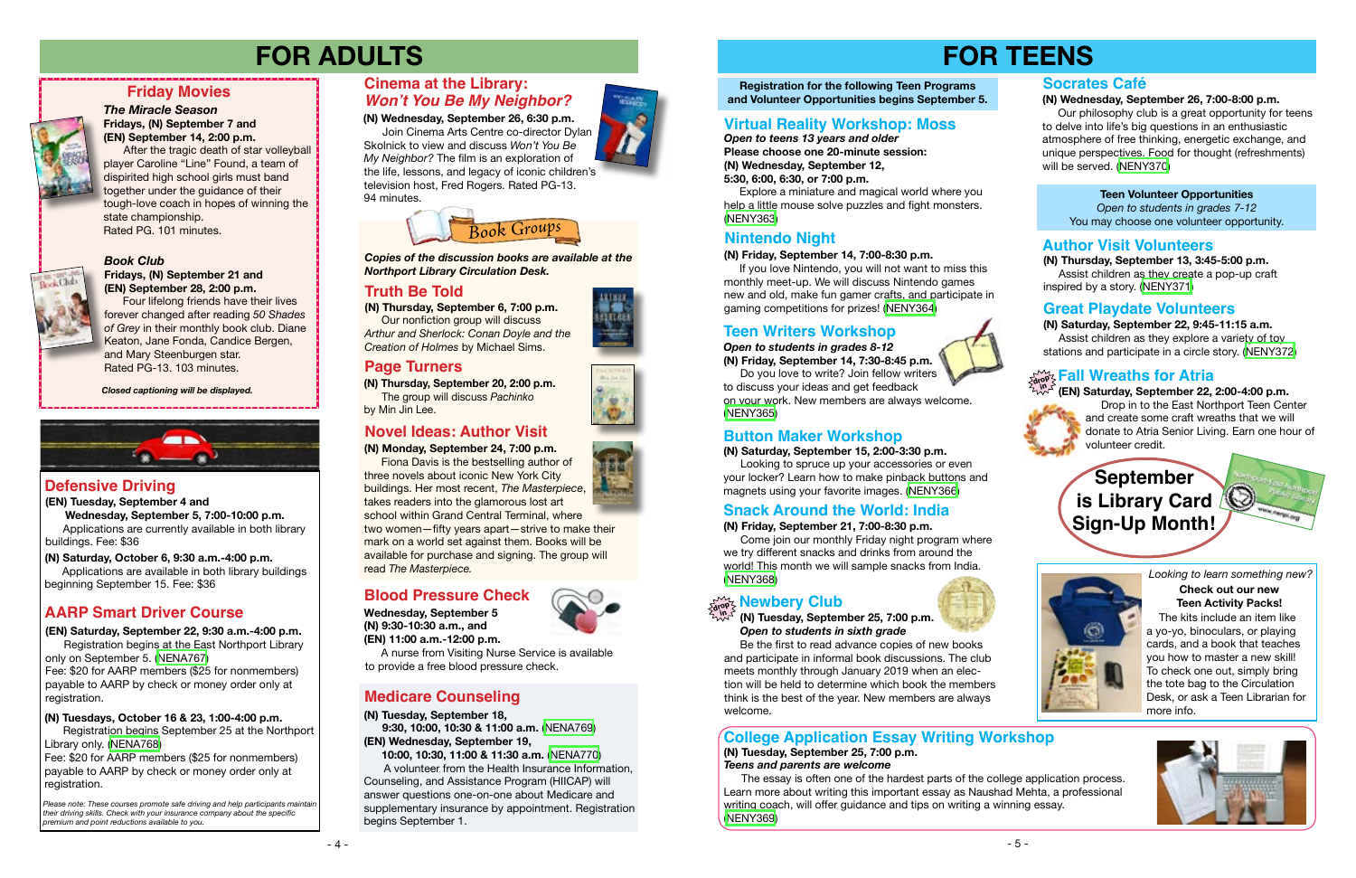# FOR ADULTS

## Friday Movies

***The Miracle Season***
**Fridays, (N) September 7 and (EN) September 14, 2:00 p.m.**

After the tragic death of star volleyball player Caroline "Line" Found, a team of dispirited high school girls must band together under the guidance of their tough-love coach in hopes of winning the state championship. Rated PG. 101 minutes.

***Book Club***
**Fridays, (N) September 21 and (EN) September 28, 2:00 p.m.**

Four lifelong friends have their lives forever changed after reading *50 Shades of Grey* in their monthly book club. Diane Keaton, Jane Fonda, Candice Bergen, and Mary Steenburgen star. Rated PG-13. 103 minutes.

***Closed captioning will be displayed.***

## Defensive Driving

**(EN) Tuesday, September 4 and Wednesday, September 5, 7:00-10:00 p.m.**

Applications are currently available in both library buildings. Fee: $36

**(N) Saturday, October 6, 9:30 a.m.-4:00 p.m.**

Applications are available in both library buildings beginning September 15. Fee: $36

## AARP Smart Driver Course

**(EN) Saturday, September 22, 9:30 a.m.-4:00 p.m.**

Registration begins at the East Northport Library only on September 5. (NENA767)
Fee: $20 for AARP members ($25 for nonmembers) payable to AARP by check or money order only at registration.

**(N) Tuesdays, October 16 & 23, 1:00-4:00 p.m.**

Registration begins September 25 at the Northport Library only. (NENA768)
Fee: $20 for AARP members ($25 for nonmembers) payable to AARP by check or money order only at registration.

*Please note: These courses promote safe driving and help participants maintain their driving skills. Check with your insurance company about the specific premium and point reductions available to you.*

## Cinema at the Library: *Won't You Be My Neighbor?*

**(N) Wednesday, September 26, 6:30 p.m.**

Join Cinema Arts Centre co-director Dylan Skolnick to view and discuss *Won't You Be My Neighbor?* The film is an exploration of the life, lessons, and legacy of iconic children's television host, Fred Rogers. Rated PG-13. 94 minutes.

## Book Groups

***Copies of the discussion books are available at the Northport Library Circulation Desk.***

### Truth Be Told

**(N) Thursday, September 6, 7:00 p.m.**

Our nonfiction group will discuss *Arthur and Sherlock: Conan Doyle and the Creation of Holmes* by Michael Sims.

### Page Turners

**(N) Thursday, September 20, 2:00 p.m.**

The group will discuss *Pachinko* by Min Jin Lee.

### Novel Ideas: Author Visit

**(N) Monday, September 24, 7:00 p.m.**

Fiona Davis is the bestselling author of three novels about iconic New York City buildings. Her most recent, *The Masterpiece*, takes readers into the glamorous lost art school within Grand Central Terminal, where two women—fifty years apart—strive to make their mark on a world set against them. Books will be available for purchase and signing. The group will read *The Masterpiece.*

## Blood Pressure Check

**Wednesday, September 5**
**(N) 9:30-10:30 a.m., and**
**(EN) 11:00 a.m.-12:00 p.m.**

A nurse from Visiting Nurse Service is available to provide a free blood pressure check.

## Medicare Counseling

**(N) Tuesday, September 18,**
**9:30, 10:00, 10:30 & 11:00 a.m.** (NENA769)
**(EN) Wednesday, September 19,**
**10:00, 10:30, 11:00 & 11:30 a.m.** (NENA770)

A volunteer from the Health Insurance Information, Counseling, and Assistance Program (HIICAP) will answer questions one-on-one about Medicare and supplementary insurance by appointment. Registration begins September 1.

# FOR TEENS

**Registration for the following Teen Programs and Volunteer Opportunities begins September 5.**

## Virtual Reality Workshop: Moss

***Open to teens 13 years and older***
**Please choose one 20-minute session:**
**(N) Wednesday, September 12, 5:30, 6:00, 6:30, or 7:00 p.m.**

Explore a miniature and magical world where you help a little mouse solve puzzles and fight monsters. (NENY363)

## Nintendo Night

**(N) Friday, September 14, 7:00-8:30 p.m.**

If you love Nintendo, you will not want to miss this monthly meet-up. We will discuss Nintendo games new and old, make fun gamer crafts, and participate in gaming competitions for prizes! (NENY364)

## Teen Writers Workshop

***Open to students in grades 8-12***
**(N) Friday, September 14, 7:30-8:45 p.m.**

Do you love to write? Join fellow writers to discuss your ideas and get feedback on your work. New members are always welcome. (NENY365)

## Button Maker Workshop

**(N) Saturday, September 15, 2:00-3:30 p.m.**

Looking to spruce up your accessories or even your locker? Learn how to make pinback buttons and magnets using your favorite images. (NENY366)

## Snack Around the World: India

**(N) Friday, September 21, 7:00-8:30 p.m.**

Come join our monthly Friday night program where we try different snacks and drinks from around the world! This month we will sample snacks from India. (NENY368)

## Newbery Club

drop in

**(N) Tuesday, September 25, 7:00 p.m.**
***Open to students in sixth grade***

Be the first to read advance copies of new books and participate in informal book discussions. The club meets monthly through January 2019 when an election will be held to determine which book the members think is the best of the year. New members are always welcome.

## College Application Essay Writing Workshop

**(N) Tuesday, September 25, 7:00 p.m.**
***Teens and parents are welcome***

The essay is often one of the hardest parts of the college application process. Learn more about writing this important essay as Naushad Mehta, a professional writing coach, will offer guidance and tips on writing a winning essay. (NENY369)

## Socrates Café

**(N) Wednesday, September 26, 7:00-8:00 p.m.**

Our philosophy club is a great opportunity for teens to delve into life's big questions in an enthusiastic atmosphere of free thinking, energetic exchange, and unique perspectives. Food for thought (refreshments) will be served. (NENY370)

**Teen Volunteer Opportunities**
*Open to students in grades 7-12*
You may choose one volunteer opportunity.

## Author Visit Volunteers

**(N) Thursday, September 13, 3:45-5:00 p.m.**

Assist children as they create a pop-up craft inspired by a story. (NENY371)

## Great Playdate Volunteers

**(N) Saturday, September 22, 9:45-11:15 a.m.**

Assist children as they explore a variety of toy stations and participate in a circle story. (NENY372)

## Fall Wreaths for Atria

drop in

**(EN) Saturday, September 22, 2:00-4:00 p.m.**

Drop in to the East Northport Teen Center and create some craft wreaths that we will donate to Atria Senior Living. Earn one hour of volunteer credit.

**September is Library Card Sign-Up Month!**

*Looking to learn something new?*
**Check out our new Teen Activity Packs!**

The kits include an item like a yo-yo, binoculars, or playing cards, and a book that teaches you how to master a new skill! To check one out, simply bring the tote bag to the Circulation Desk, or ask a Teen Librarian for more info.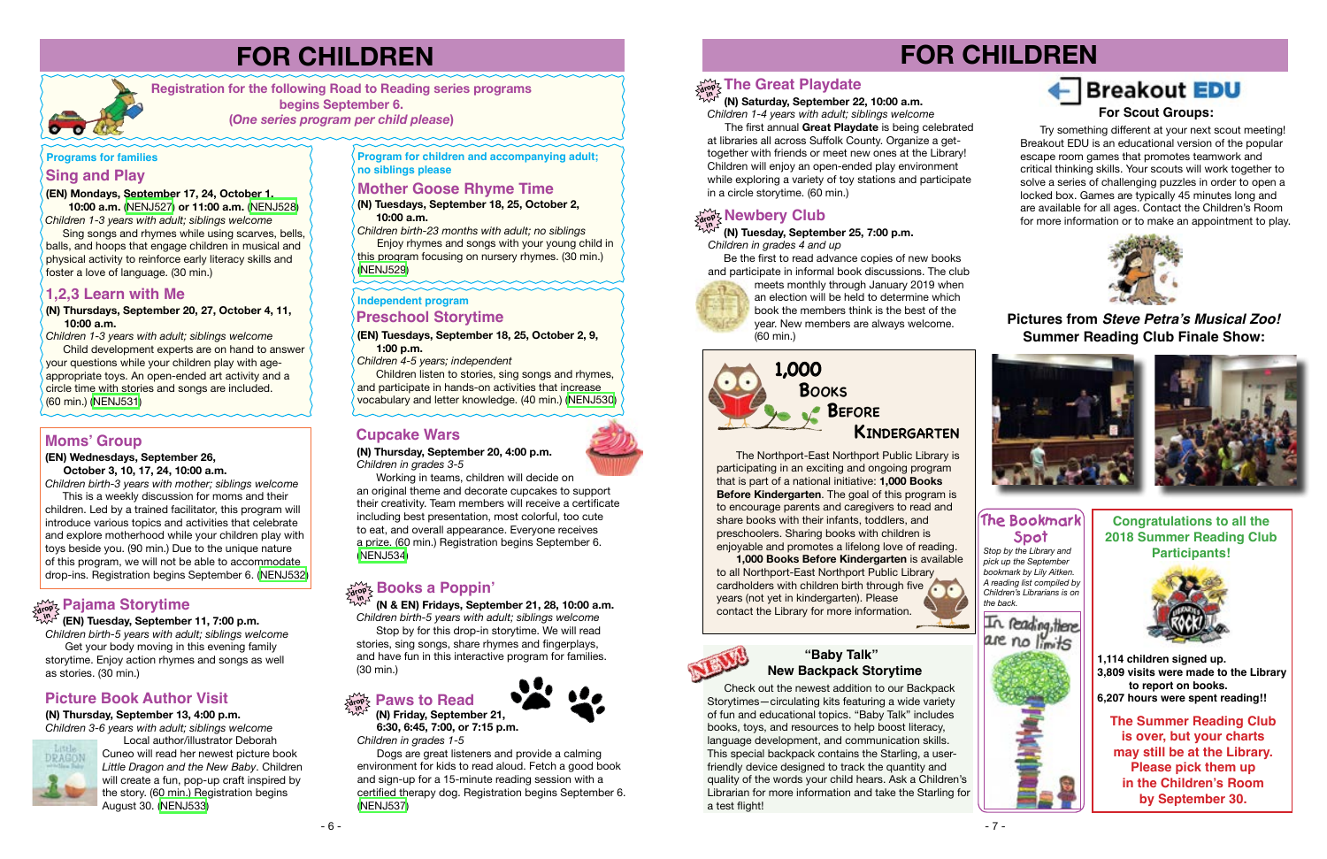# FOR CHILDREN

**Registration for the following Road to Reading series programs begins September 6.**
**(*One series program per child please*)**

**Programs for families**

## Sing and Play

**(EN) Mondays, September 17, 24, October 1, 10:00 a.m.** (NENJ527) **or 11:00 a.m.** (NENJ528)
*Children 1-3 years with adult; siblings welcome*

Sing songs and rhymes while using scarves, bells, balls, and hoops that engage children in musical and physical activity to reinforce early literacy skills and foster a love of language. (30 min.)

## 1,2,3 Learn with Me

**(N) Thursdays, September 20, 27, October 4, 11, 10:00 a.m.**
*Children 1-3 years with adult; siblings welcome*

Child development experts are on hand to answer your questions while your children play with age-appropriate toys. An open-ended art activity and a circle time with stories and songs are included. (60 min.) (NENJ531)

**Program for children and accompanying adult; no siblings please**

## Mother Goose Rhyme Time

**(N) Tuesdays, September 18, 25, October 2, 10:00 a.m.**
*Children birth-23 months with adult; no siblings*

Enjoy rhymes and songs with your young child in this program focusing on nursery rhymes. (30 min.) (NENJ529)

**Independent program**

## Preschool Storytime

**(EN) Tuesdays, September 18, 25, October 2, 9, 1:00 p.m.**
*Children 4-5 years; independent*

Children listen to stories, sing songs and rhymes, and participate in hands-on activities that increase vocabulary and letter knowledge. (40 min.) (NENJ530)

## Moms' Group

**(EN) Wednesdays, September 26, October 3, 10, 17, 24, 10:00 a.m.**
*Children birth-3 years with mother; siblings welcome*

This is a weekly discussion for moms and their children. Led by a trained facilitator, this program will introduce various topics and activities that celebrate and explore motherhood while your children play with toys beside you. (90 min.) Due to the unique nature of this program, we will not be able to accommodate drop-ins. Registration begins September 6. (NENJ532)

## Pajama Storytime

**(EN) Tuesday, September 11, 7:00 p.m.**
*Children birth-5 years with adult; siblings welcome*

Get your body moving in this evening family storytime. Enjoy action rhymes and songs as well as stories. (30 min.)

## Picture Book Author Visit

**(N) Thursday, September 13, 4:00 p.m.**
*Children 3-6 years with adult; siblings welcome*

Local author/illustrator Deborah Cuneo will read her newest picture book *Little Dragon and the New Baby*. Children will create a fun, pop-up craft inspired by the story. (60 min.) Registration begins August 30. (NENJ533)

## Cupcake Wars

**(N) Thursday, September 20, 4:00 p.m.**
*Children in grades 3-5*

Working in teams, children will decide on an original theme and decorate cupcakes to support their creativity. Team members will receive a certificate including best presentation, most colorful, too cute to eat, and overall appearance. Everyone receives a prize. (60 min.) Registration begins September 6. (NENJ534)

## Books a Poppin'

**(N & EN) Fridays, September 21, 28, 10:00 a.m.**
*Children birth-5 years with adult; siblings welcome*

Stop by for this drop-in storytime. We will read stories, sing songs, share rhymes and fingerplays, and have fun in this interactive program for families. (30 min.)

## Paws to Read

**(N) Friday, September 21, 6:30, 6:45, 7:00, or 7:15 p.m.**
*Children in grades 1-5*

Dogs are great listeners and provide a calming environment for kids to read aloud. Fetch a good book and sign-up for a 15-minute reading session with a certified therapy dog. Registration begins September 6. (NENJ537)

# FOR CHILDREN

## The Great Playdate

**(N) Saturday, September 22, 10:00 a.m.**
*Children 1-4 years with adult; siblings welcome*

The first annual **Great Playdate** is being celebrated at libraries all across Suffolk County. Organize a get-together with friends or meet new ones at the Library! Children will enjoy an open-ended play environment while exploring a variety of toy stations and participate in a circle storytime. (60 min.)

## Newbery Club

**(N) Tuesday, September 25, 7:00 p.m.**
*Children in grades 4 and up*

Be the first to read advance copies of new books and participate in informal book discussions. The club meets monthly through January 2019 when an election will be held to determine which book the members think is the best of the year. New members are always welcome. (60 min.)

## 1,000 Books Before Kindergarten

The Northport-East Northport Public Library is participating in an exciting and ongoing program that is part of a national initiative: **1,000 Books Before Kindergarten**. The goal of this program is to encourage parents and caregivers to read and share books with their infants, toddlers, and preschoolers. Sharing books with children is enjoyable and promotes a lifelong love of reading.

**1,000 Books Before Kindergarten** is available to all Northport-East Northport Public Library cardholders with children birth through five years (not yet in kindergarten). Please contact the Library for more information.

## "Baby Talk" New Backpack Storytime

NEW!

Check out the newest addition to our Backpack Storytimes—circulating kits featuring a wide variety of fun and educational topics. "Baby Talk" includes books, toys, and resources to help boost literacy, language development, and communication skills. This special backpack contains the Starling, a user-friendly device designed to track the quantity and quality of the words your child hears. Ask a Children's Librarian for more information and take the Starling for a test flight!

## Breakout EDU

### For Scout Groups:

Try something different at your next scout meeting! Breakout EDU is an educational version of the popular escape room games that promotes teamwork and critical thinking skills. Your scouts will work together to solve a series of challenging puzzles in order to open a locked box. Games are typically 45 minutes long and are available for all ages. Contact the Children's Room for more information or to make an appointment to play.

**Pictures from *Steve Petra's Musical Zoo!* Summer Reading Club Finale Show:**

## The Bookmark Spot

*Stop by the Library and pick up the September bookmark by Lily Aitken. A reading list compiled by Children's Librarians is on the back.*

In reading, there are no limits

## Congratulations to all the 2018 Summer Reading Club Participants!

**1,114 children signed up.**
**3,809 visits were made to the Library to report on books.**
**6,207 hours were spent reading!!**

**The Summer Reading Club is over, but your charts may still be at the Library. Please pick them up in the Children's Room by September 30.**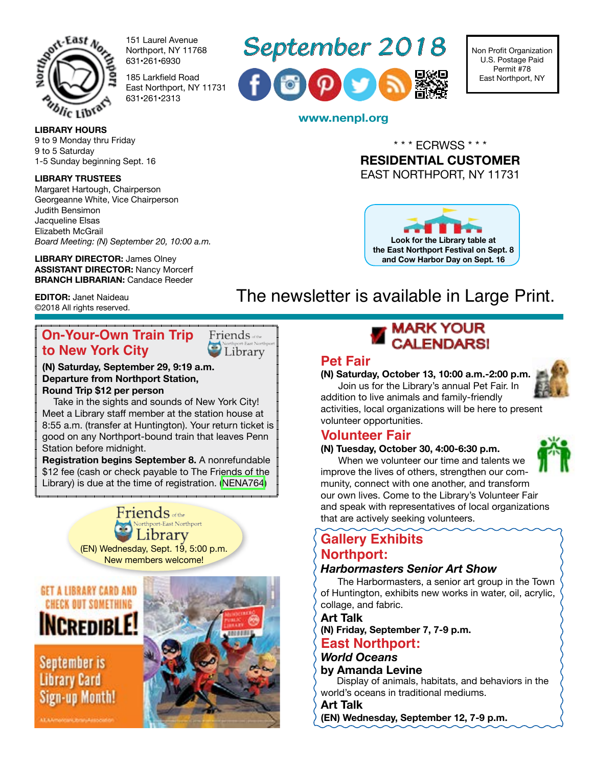151 Laurel Avenue
Northport, NY 11768
631•261•6930

185 Larkfield Road
East Northport, NY 11731
631•261•2313

# September 2018

www.nenpl.org

Non Profit Organization
U.S. Postage Paid
Permit #78
East Northport, NY

**LIBRARY HOURS**
9 to 9 Monday thru Friday
9 to 5 Saturday
1-5 Sunday beginning Sept. 16

**LIBRARY TRUSTEES**
Margaret Hartough, Chairperson
Georgeanne White, Vice Chairperson
Judith Bensimon
Jacqueline Elsas
Elizabeth McGrail
*Board Meeting: (N) September 20, 10:00 a.m.*

**LIBRARY DIRECTOR:** James Olney
**ASSISTANT DIRECTOR:** Nancy Morcerf
**BRANCH LIBRARIAN:** Candace Reeder

**EDITOR:** Janet Naideau
©2018 All rights reserved.

\* \* \* ECRWSS \* \* \*
**RESIDENTIAL CUSTOMER**
EAST NORTHPORT, NY 11731

**Look for the Library table at the East Northport Festival on Sept. 8 and Cow Harbor Day on Sept. 16**

The newsletter is available in Large Print.

## On-Your-Own Train Trip to New York City

Friends of the Northport-East Northport Library

**(N) Saturday, September 29, 9:19 a.m.**
**Departure from Northport Station,**
**Round Trip $12 per person**

Take in the sights and sounds of New York City! Meet a Library staff member at the station house at 8:55 a.m. (transfer at Huntington). Your return ticket is good on any Northport-bound train that leaves Penn Station before midnight.

**Registration begins September 8.** A nonrefundable $12 fee (cash or check payable to The Friends of the Library) is due at the time of registration. (NENA764)

Friends of the Northport-East Northport Library
(EN) Wednesday, Sept. 19, 5:00 p.m.
New members welcome!

GET A LIBRARY CARD AND CHECK OUT SOMETHING INCREDIBLE!
September is Library Card Sign-up Month!

## MARK YOUR CALENDARS!

### Pet Fair

**(N) Saturday, October 13, 10:00 a.m.-2:00 p.m.**

Join us for the Library's annual Pet Fair. In addition to live animals and family-friendly activities, local organizations will be here to present volunteer opportunities.

### Volunteer Fair

**(N) Tuesday, October 30, 4:00-6:30 p.m.**

When we volunteer our time and talents we improve the lives of others, strengthen our community, connect with one another, and transform our own lives. Come to the Library's Volunteer Fair and speak with representatives of local organizations that are actively seeking volunteers.

## Gallery Exhibits

### Northport:

***Harbormasters Senior Art Show***

The Harbormasters, a senior art group in the Town of Huntington, exhibits new works in water, oil, acrylic, collage, and fabric.

**Art Talk**
**(N) Friday, September 7, 7-9 p.m.**

### East Northport:

***World Oceans***
**by Amanda Levine**

Display of animals, habitats, and behaviors in the world's oceans in traditional mediums.

**Art Talk**
**(EN) Wednesday, September 12, 7-9 p.m.**